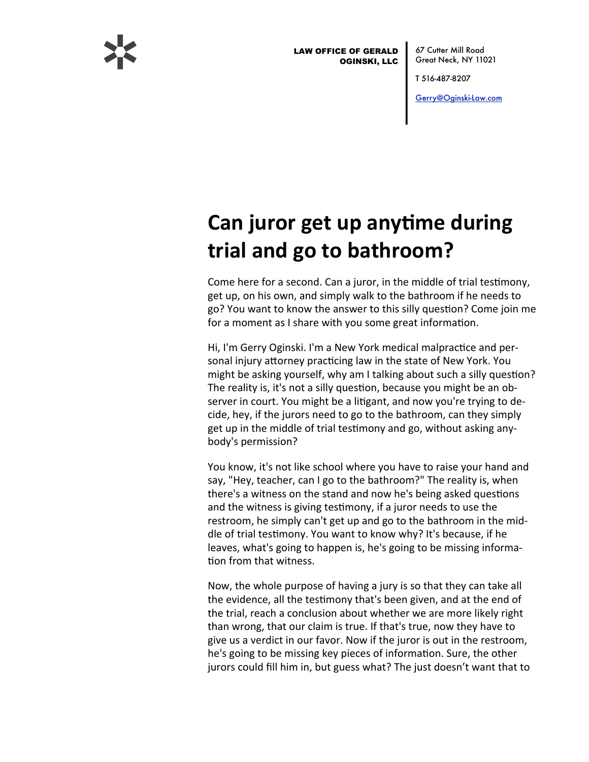**LAW OFFICE OF GERALD OGINSKI, LLC**

67 Cutter Mill Road
Great Neck, NY 11021

T 516-487-8207

Gerry@Oginski-Law.com

# Can juror get up anytime during trial and go to bathroom?

Come here for a second. Can a juror, in the middle of trial testimony, get up, on his own, and simply walk to the bathroom if he needs to go? You want to know the answer to this silly question? Come join me for a moment as I share with you some great information.

Hi, I'm Gerry Oginski. I'm a New York medical malpractice and personal injury attorney practicing law in the state of New York. You might be asking yourself, why am I talking about such a silly question? The reality is, it's not a silly question, because you might be an observer in court. You might be a litigant, and now you're trying to decide, hey, if the jurors need to go to the bathroom, can they simply get up in the middle of trial testimony and go, without asking anybody's permission?

You know, it's not like school where you have to raise your hand and say, "Hey, teacher, can I go to the bathroom?" The reality is, when there's a witness on the stand and now he's being asked questions and the witness is giving testimony, if a juror needs to use the restroom, he simply can't get up and go to the bathroom in the middle of trial testimony. You want to know why? It's because, if he leaves, what's going to happen is, he's going to be missing information from that witness.

Now, the whole purpose of having a jury is so that they can take all the evidence, all the testimony that's been given, and at the end of the trial, reach a conclusion about whether we are more likely right than wrong, that our claim is true. If that's true, now they have to give us a verdict in our favor. Now if the juror is out in the restroom, he's going to be missing key pieces of information. Sure, the other jurors could fill him in, but guess what? The just doesn't want that to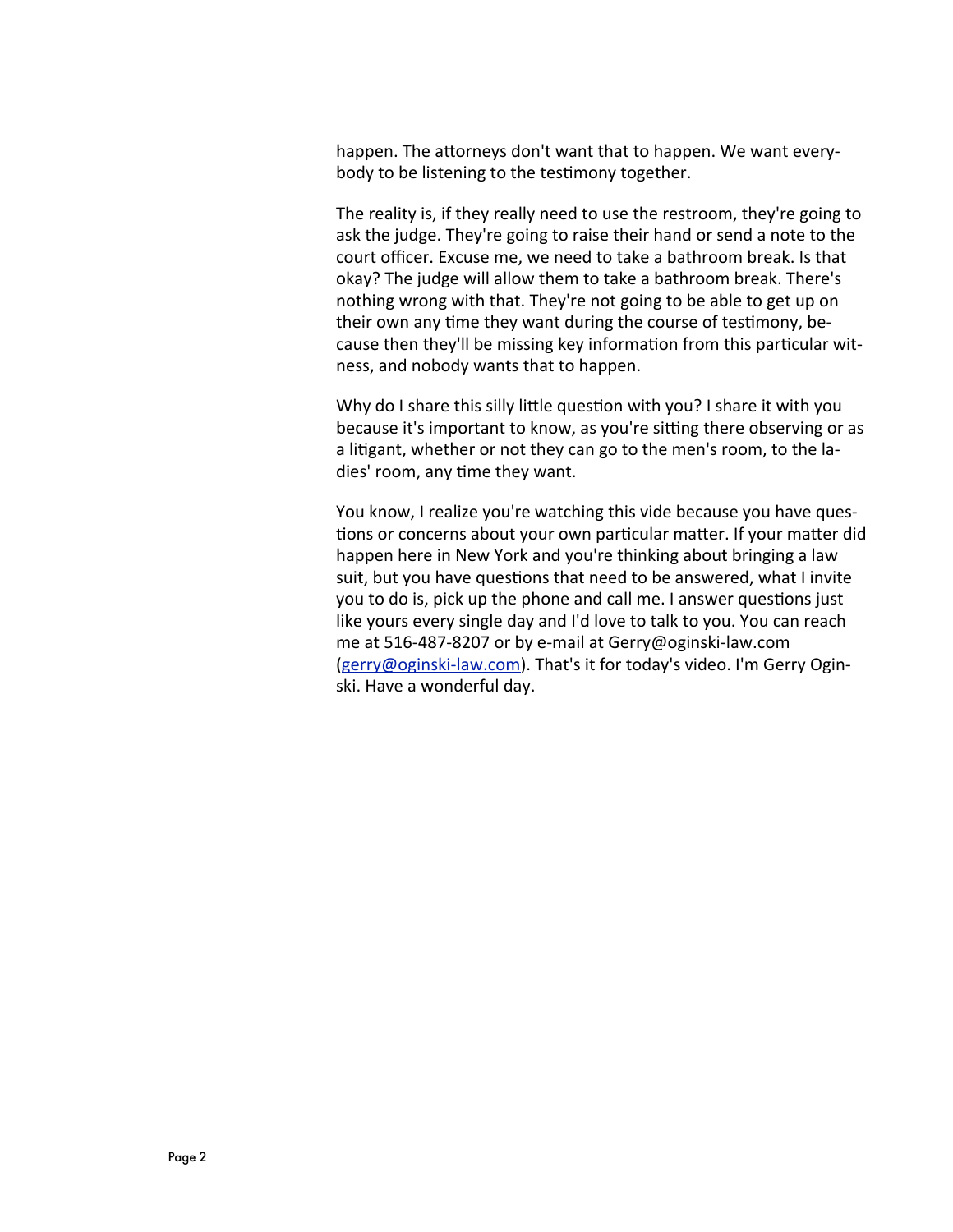happen. The attorneys don't want that to happen. We want everybody to be listening to the testimony together.

The reality is, if they really need to use the restroom, they're going to ask the judge. They're going to raise their hand or send a note to the court officer. Excuse me, we need to take a bathroom break. Is that okay? The judge will allow them to take a bathroom break. There's nothing wrong with that. They're not going to be able to get up on their own any time they want during the course of testimony, because then they'll be missing key information from this particular witness, and nobody wants that to happen.

Why do I share this silly little question with you? I share it with you because it's important to know, as you're sitting there observing or as a litigant, whether or not they can go to the men's room, to the ladies' room, any time they want.

You know, I realize you're watching this vide because you have questions or concerns about your own particular matter. If your matter did happen here in New York and you're thinking about bringing a law suit, but you have questions that need to be answered, what I invite you to do is, pick up the phone and call me. I answer questions just like yours every single day and I'd love to talk to you. You can reach me at 516-487-8207 or by e-mail at Gerry@oginski-law.com (gerry@oginski-law.com). That's it for today's video. I'm Gerry Oginski. Have a wonderful day.